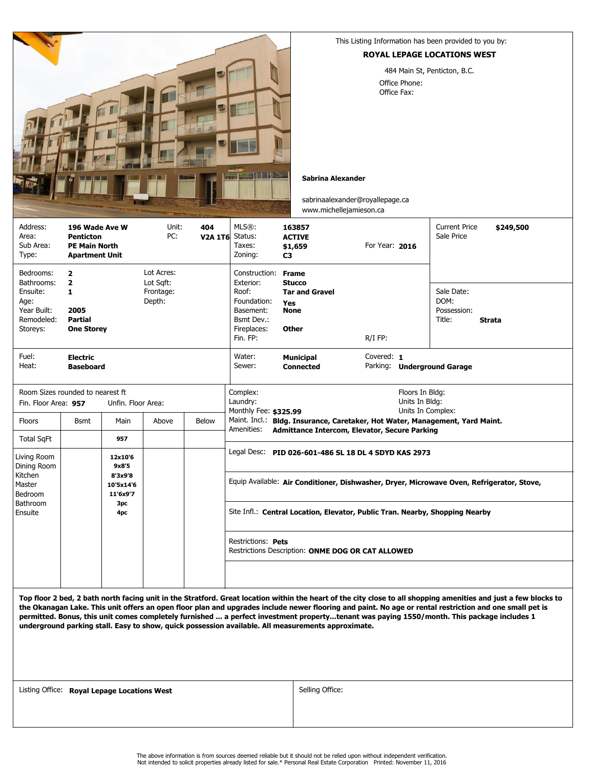This Listing Information has been provided to you by:

**ROYAL LEPAGE LOCATIONS WEST**

484 Main St, Penticton, B.C.

Office Phone:
Office Fax:

**Sabrina Alexander**

sabrinaalexander@royallepage.ca
www.michellejamieson.ca

| | | | |
|---|---|---|---|
| Address: | **196 Wade Ave W** | Unit: | **404** |
| Area: | **Penticton** | PC: | **V2A 1T6** |
| Sub Area: | **PE Main North** | | |
| Type: | **Apartment Unit** | | |

| | | | |
|---|---|---|---|
| MLS®: | **163857** | | |
| Status: | **ACTIVE** | | |
| Taxes: | **$1,659** | For Year: | **2016** |
| Zoning: | **C3** | | |

| | |
|---|---|
| Current Price | **$249,500** |
| Sale Price | |

| | | | |
|---|---|---|---|
| Bedrooms: | **2** | Lot Acres: | |
| Bathrooms: | **2** | Lot Sqft: | |
| Ensuite: | **1** | Frontage: | |
| Age: | | Depth: | |
| Year Built: | **2005** | | |
| Remodeled: | **Partial** | | |
| Storeys: | **One Storey** | | |

| | |
|---|---|
| Construction: | **Frame** |
| Exterior: | **Stucco** |
| Roof: | **Tar and Gravel** |
| Foundation: | **Yes** |
| Basement: | **None** |
| Bsmt Dev.: | |
| Fireplaces: | **Other** |
| Fin. FP: | |
| R/I FP: | |

| | |
|---|---|
| Sale Date: | |
| DOM: | |
| Possession: | |
| Title: | **Strata** |

| | |
|---|---|
| Fuel: | **Electric** |
| Heat: | **Baseboard** |

| | | | |
|---|---|---|---|
| Water: | **Municipal** | Covered: | **1** |
| Sewer: | **Connected** | Parking: | **Underground Garage** |

Room Sizes rounded to nearest ft

Fin. Floor Area: **957** Unfin. Floor Area:

| Floors | Bsmt | Main | Above | Below |
|---|---|---|---|---|
| Total SqFt | | **957** | | |
| Living Room | | **12x10'6** | | |
| Dining Room | | **9x8'5** | | |
| Kitchen | | **8'3x9'8** | | |
| Master Bedroom | | **10'5x14'6** | | |
| Bedroom | | **11'6x9'7** | | |
| Bathroom | | **3pc** | | |
| Ensuite | | **4pc** | | |

| | | | |
|---|---|---|---|
| Complex: | | Floors In Bldg: | |
| Laundry: | | Units In Bldg: | |
| Monthly Fee: | **$325.99** | Units In Complex: | |

Maint. Incl.: **Bldg. Insurance, Caretaker, Hot Water, Management, Yard Maint.**

Amenities: **Admittance Intercom, Elevator, Secure Parking**

Legal Desc: **PID 026-601-486 SL 18 DL 4 SDYD KAS 2973**

Equip Available: **Air Conditioner, Dishwasher, Dryer, Microwave Oven, Refrigerator, Stove,**

Site Infl.: **Central Location, Elevator, Public Tran. Nearby, Shopping Nearby**

Restrictions: **Pets**
Restrictions Description: **ONME DOG OR CAT ALLOWED**

**Top floor 2 bed, 2 bath north facing unit in the Stratford. Great location within the heart of the city close to all shopping amenities and just a few blocks to the Okanagan Lake. This unit offers an open floor plan and upgrades include newer flooring and paint. No age or rental restriction and one small pet is permitted. Bonus, this unit comes completely furnished ... a perfect investment property...tenant was paying 1550/month. This package includes 1 underground parking stall. Easy to show, quick possession available. All measurements approximate.**

Listing Office: **Royal Lepage Locations West**

Selling Office:

The above information is from sources deemed reliable but it should not be relied upon without independent verification.
Not intended to solicit properties already listed for sale.* Personal Real Estate Corporation Printed: November 11, 2016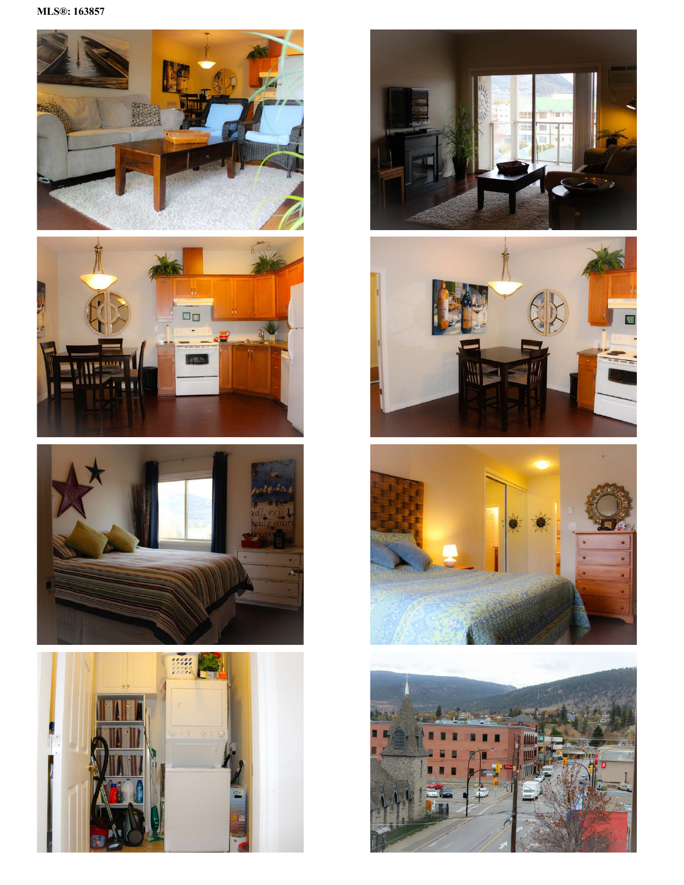MLS®: 163857